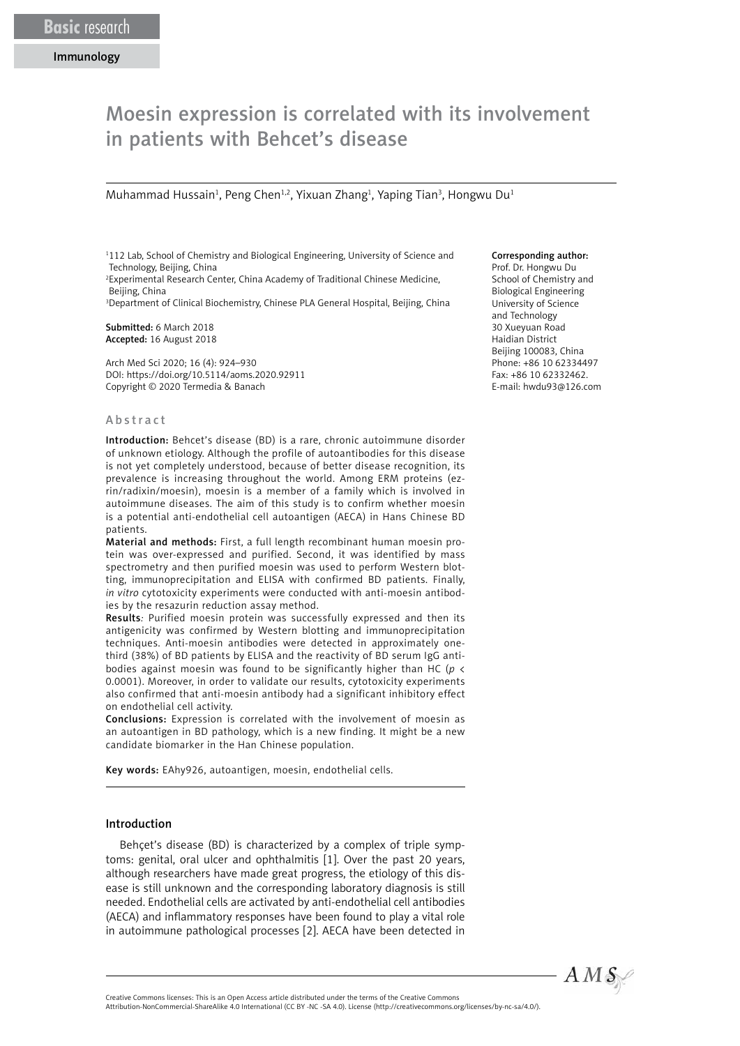Basic research

Immunology

# Moesin expression is correlated with its involvement in patients with Behcet's disease

Muhammad Hussain[1], Peng Chen[1,2], Yixuan Zhang[1], Yaping Tian[3], Hongwu Du[1]

[1]112 Lab, School of Chemistry and Biological Engineering, University of Science and Technology, Beijing, China
[2]Experimental Research Center, China Academy of Traditional Chinese Medicine, Beijing, China
[3]Department of Clinical Biochemistry, Chinese PLA General Hospital, Beijing, China

**Submitted:** 6 March 2018
**Accepted:** 16 August 2018

Arch Med Sci 2020; 16 (4): 924–930
DOI: https://doi.org/10.5114/aoms.2020.92911
Copyright © 2020 Termedia & Banach

**Corresponding author:**
Prof. Dr. Hongwu Du
School of Chemistry and Biological Engineering
University of Science and Technology
30 Xueyuan Road
Haidian District
Beijing 100083, China
Phone: +86 10 62334497
Fax: +86 10 62332462.
E-mail: hwdu93@126.com

## Abstract

**Introduction:** Behcet's disease (BD) is a rare, chronic autoimmune disorder of unknown etiology. Although the profile of autoantibodies for this disease is not yet completely understood, because of better disease recognition, its prevalence is increasing throughout the world. Among ERM proteins (ezrin/radixin/moesin), moesin is a member of a family which is involved in autoimmune diseases. The aim of this study is to confirm whether moesin is a potential anti-endothelial cell autoantigen (AECA) in Hans Chinese BD patients.

**Material and methods:** First, a full length recombinant human moesin protein was over-expressed and purified. Second, it was identified by mass spectrometry and then purified moesin was used to perform Western blotting, immunoprecipitation and ELISA with confirmed BD patients. Finally, *in vitro* cytotoxicity experiments were conducted with anti-moesin antibodies by the resazurin reduction assay method.

**Results**: Purified moesin protein was successfully expressed and then its antigenicity was confirmed by Western blotting and immunoprecipitation techniques. Anti-moesin antibodies were detected in approximately one-third (38%) of BD patients by ELISA and the reactivity of BD serum IgG antibodies against moesin was found to be significantly higher than HC ($p < 0.0001$). Moreover, in order to validate our results, cytotoxicity experiments also confirmed that anti-moesin antibody had a significant inhibitory effect on endothelial cell activity.

**Conclusions:** Expression is correlated with the involvement of moesin as an autoantigen in BD pathology, which is a new finding. It might be a new candidate biomarker in the Han Chinese population.

**Key words:** EAhy926, autoantigen, moesin, endothelial cells.

## Introduction

Behçet's disease (BD) is characterized by a complex of triple symptoms: genital, oral ulcer and ophthalmitis [1]. Over the past 20 years, although researchers have made great progress, the etiology of this disease is still unknown and the corresponding laboratory diagnosis is still needed. Endothelial cells are activated by anti-endothelial cell antibodies (AECA) and inflammatory responses have been found to play a vital role in autoimmune pathological processes [2]. AECA have been detected in

Creative Commons licenses: This is an Open Access article distributed under the terms of the Creative Commons Attribution-NonCommercial-ShareAlike 4.0 International (CC BY -NC -SA 4.0). License (http://creativecommons.org/licenses/by-nc-sa/4.0/).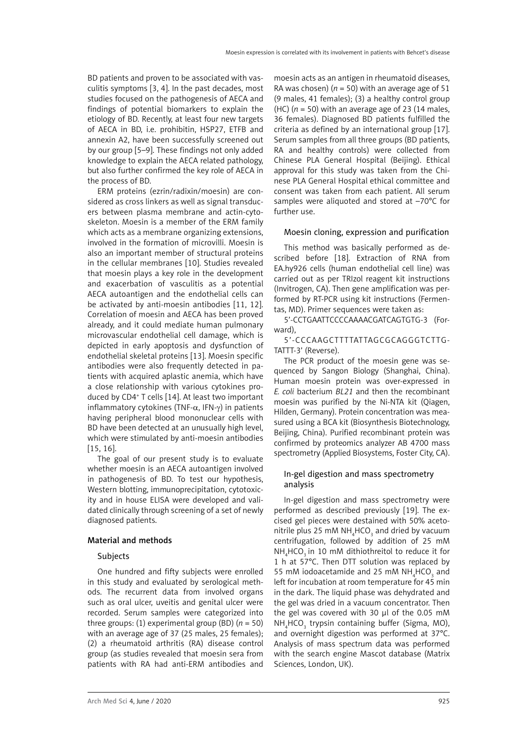BD patients and proven to be associated with vasculitis symptoms [3, 4]. In the past decades, most studies focused on the pathogenesis of AECA and findings of potential biomarkers to explain the etiology of BD. Recently, at least four new targets of AECA in BD, i.e. prohibitin, HSP27, ETFB and annexin A2, have been successfully screened out by our group [5–9]. These findings not only added knowledge to explain the AECA related pathology, but also further confirmed the key role of AECA in the process of BD.

ERM proteins (ezrin/radixin/moesin) are considered as cross linkers as well as signal transducers between plasma membrane and actin-cytoskeleton. Moesin is a member of the ERM family which acts as a membrane organizing extensions, involved in the formation of microvilli. Moesin is also an important member of structural proteins in the cellular membranes [10]. Studies revealed that moesin plays a key role in the development and exacerbation of vasculitis as a potential AECA autoantigen and the endothelial cells can be activated by anti-moesin antibodies [11, 12]. Correlation of moesin and AECA has been proved already, and it could mediate human pulmonary microvascular endothelial cell damage, which is depicted in early apoptosis and dysfunction of endothelial skeletal proteins [13]. Moesin specific antibodies were also frequently detected in patients with acquired aplastic anemia, which have a close relationship with various cytokines produced by $CD4^+$ T cells [14]. At least two important inflammatory cytokines (TNF-$\alpha$, IFN-$\gamma$) in patients having peripheral blood mononuclear cells with BD have been detected at an unusually high level, which were stimulated by anti-moesin antibodies [15, 16].

The goal of our present study is to evaluate whether moesin is an AECA autoantigen involved in pathogenesis of BD. To test our hypothesis, Western blotting, immunoprecipitation, cytotoxicity and in house ELISA were developed and validated clinically through screening of a set of newly diagnosed patients.

## Material and methods

### Subjects

One hundred and fifty subjects were enrolled in this study and evaluated by serological methods. The recurrent data from involved organs such as oral ulcer, uveitis and genital ulcer were recorded. Serum samples were categorized into three groups: (1) experimental group (BD) ($n$ = 50) with an average age of 37 (25 males, 25 females); (2) a rheumatoid arthritis (RA) disease control group (as studies revealed that moesin sera from patients with RA had anti-ERM antibodies and moesin acts as an antigen in rheumatoid diseases, RA was chosen) ($n$ = 50) with an average age of 51 (9 males, 41 females); (3) a healthy control group (HC) ($n$ = 50) with an average age of 23 (14 males, 36 females). Diagnosed BD patients fulfilled the criteria as defined by an international group [17]. Serum samples from all three groups (BD patients, RA and healthy controls) were collected from Chinese PLA General Hospital (Beijing). Ethical approval for this study was taken from the Chinese PLA General Hospital ethical committee and consent was taken from each patient. All serum samples were aliquoted and stored at –70°C for further use.

### Moesin cloning, expression and purification

This method was basically performed as described before [18]. Extraction of RNA from EA.hy926 cells (human endothelial cell line) was carried out as per TRIzol reagent kit instructions (Invitrogen, CA). Then gene amplification was performed by RT-PCR using kit instructions (Fermentas, MD). Primer sequences were taken as:

5'-CCTGAATTCCCCAAAACGATCAGTGTG-3 (Forward),

5'-CCCAAGCTTTTATTAGCGCAGGGTCTTGTATTT-3' (Reverse).

The PCR product of the moesin gene was sequenced by Sangon Biology (Shanghai, China). Human moesin protein was over-expressed in *E. coli* bacterium *BL21* and then the recombinant moesin was purified by the Ni-NTA kit (Qiagen, Hilden, Germany). Protein concentration was measured using a BCA kit (Biosynthesis Biotechnology, Beijing, China). Purified recombinant protein was confirmed by proteomics analyzer AB 4700 mass spectrometry (Applied Biosystems, Foster City, CA).

### In-gel digestion and mass spectrometry analysis

In-gel digestion and mass spectrometry were performed as described previously [19]. The excised gel pieces were destained with 50% acetonitrile plus 25 mM $NH_4HCO_3$ and dried by vacuum centrifugation, followed by addition of 25 mM $NH_4HCO_3$ in 10 mM dithiothreitol to reduce it for 1 h at 57°C. Then DTT solution was replaced by 55 mM iodoacetamide and 25 mM $NH_4HCO_3$ and left for incubation at room temperature for 45 min in the dark. The liquid phase was dehydrated and the gel was dried in a vacuum concentrator. Then the gel was covered with 30 µl of the 0.05 mM $NH_4HCO_3$ trypsin containing buffer (Sigma, MO), and overnight digestion was performed at 37°C. Analysis of mass spectrum data was performed with the search engine Mascot database (Matrix Sciences, London, UK).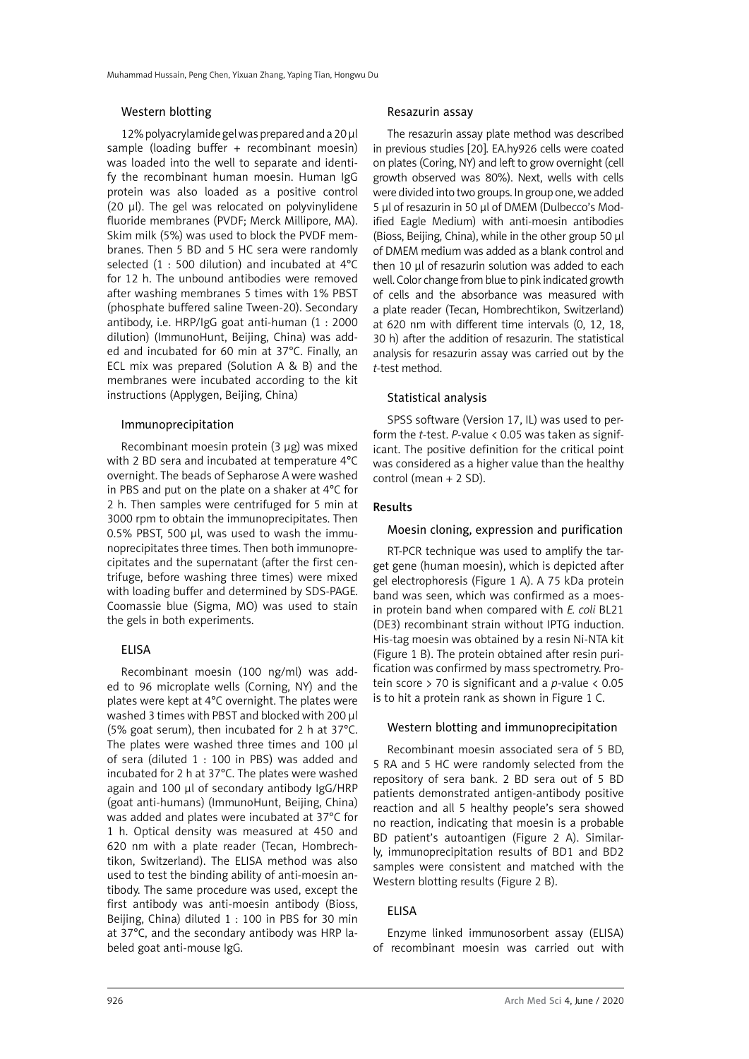### Western blotting

12% polyacrylamide gel was prepared and a 20 µl sample (loading buffer + recombinant moesin) was loaded into the well to separate and identify the recombinant human moesin. Human IgG protein was also loaded as a positive control (20 µl). The gel was relocated on polyvinylidene fluoride membranes (PVDF; Merck Millipore, MA). Skim milk (5%) was used to block the PVDF membranes. Then 5 BD and 5 HC sera were randomly selected (1 : 500 dilution) and incubated at 4°C for 12 h. The unbound antibodies were removed after washing membranes 5 times with 1% PBST (phosphate buffered saline Tween-20). Secondary antibody, i.e. HRP/IgG goat anti-human (1 : 2000 dilution) (ImmunoHunt, Beijing, China) was added and incubated for 60 min at 37°C. Finally, an ECL mix was prepared (Solution A & B) and the membranes were incubated according to the kit instructions (Applygen, Beijing, China)

### Immunoprecipitation

Recombinant moesin protein (3 µg) was mixed with 2 BD sera and incubated at temperature 4°C overnight. The beads of Sepharose A were washed in PBS and put on the plate on a shaker at 4°C for 2 h. Then samples were centrifuged for 5 min at 3000 rpm to obtain the immunoprecipitates. Then 0.5% PBST, 500 µl, was used to wash the immunoprecipitates three times. Then both immunoprecipitates and the supernatant (after the first centrifuge, before washing three times) were mixed with loading buffer and determined by SDS-PAGE. Coomassie blue (Sigma, MO) was used to stain the gels in both experiments.

### ELISA

Recombinant moesin (100 ng/ml) was added to 96 microplate wells (Corning, NY) and the plates were kept at 4°C overnight. The plates were washed 3 times with PBST and blocked with 200 µl (5% goat serum), then incubated for 2 h at 37°C. The plates were washed three times and 100 µl of sera (diluted 1 : 100 in PBS) was added and incubated for 2 h at 37°C. The plates were washed again and 100 µl of secondary antibody IgG/HRP (goat anti-humans) (ImmunoHunt, Beijing, China) was added and plates were incubated at 37°C for 1 h. Optical density was measured at 450 and 620 nm with a plate reader (Tecan, Hombrechtikon, Switzerland). The ELISA method was also used to test the binding ability of anti-moesin antibody. The same procedure was used, except the first antibody was anti-moesin antibody (Bioss, Beijing, China) diluted 1 : 100 in PBS for 30 min at 37°C, and the secondary antibody was HRP labeled goat anti-mouse IgG.

### Resazurin assay

The resazurin assay plate method was described in previous studies [20]. EA.hy926 cells were coated on plates (Coring, NY) and left to grow overnight (cell growth observed was 80%). Next, wells with cells were divided into two groups. In group one, we added 5 µl of resazurin in 50 µl of DMEM (Dulbecco's Modified Eagle Medium) with anti-moesin antibodies (Bioss, Beijing, China), while in the other group 50 µl of DMEM medium was added as a blank control and then 10 µl of resazurin solution was added to each well. Color change from blue to pink indicated growth of cells and the absorbance was measured with a plate reader (Tecan, Hombrechtikon, Switzerland) at 620 nm with different time intervals (0, 12, 18, 30 h) after the addition of resazurin. The statistical analysis for resazurin assay was carried out by the *t*-test method.

### Statistical analysis

SPSS software (Version 17, IL) was used to perform the *t*-test. *P*-value < 0.05 was taken as significant. The positive definition for the critical point was considered as a higher value than the healthy control (mean + 2 SD).

## Results

### Moesin cloning, expression and purification

RT-PCR technique was used to amplify the target gene (human moesin), which is depicted after gel electrophoresis (Figure 1 A). A 75 kDa protein band was seen, which was confirmed as a moesin protein band when compared with *E. coli* BL21 (DE3) recombinant strain without IPTG induction. His-tag moesin was obtained by a resin Ni-NTA kit (Figure 1 B). The protein obtained after resin purification was confirmed by mass spectrometry. Protein score > 70 is significant and a *p*-value < 0.05 is to hit a protein rank as shown in Figure 1 C.

### Western blotting and immunoprecipitation

Recombinant moesin associated sera of 5 BD, 5 RA and 5 HC were randomly selected from the repository of sera bank. 2 BD sera out of 5 BD patients demonstrated antigen-antibody positive reaction and all 5 healthy people's sera showed no reaction, indicating that moesin is a probable BD patient's autoantigen (Figure 2 A). Similarly, immunoprecipitation results of BD1 and BD2 samples were consistent and matched with the Western blotting results (Figure 2 B).

### ELISA

Enzyme linked immunosorbent assay (ELISA) of recombinant moesin was carried out with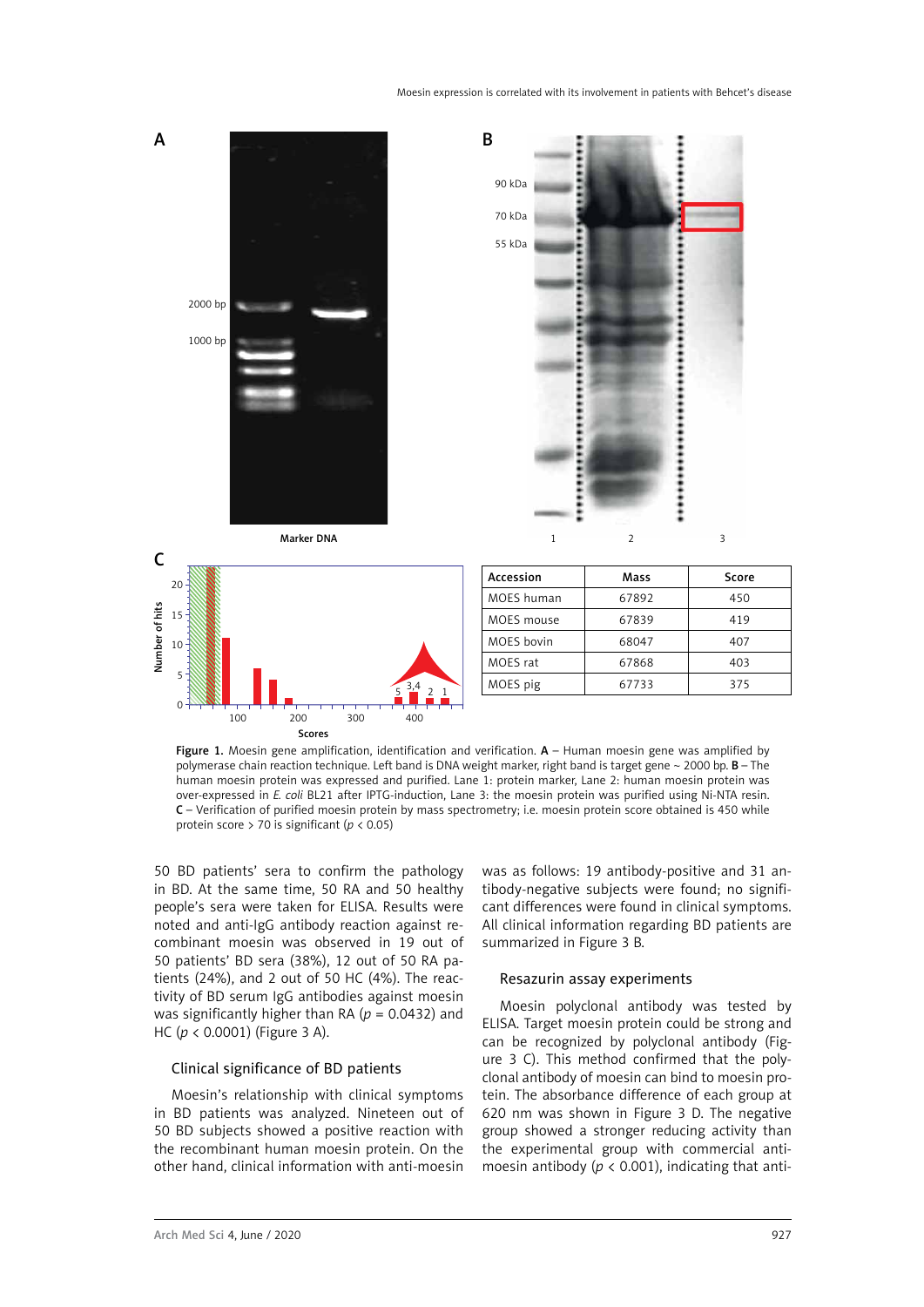A

2000 bp

1000 bp

Marker DNA

B

90 kDa

70 kDa

55 kDa

1 2 3

C

Number of hits

20

15

10

5

0

100 200 300 400

Scores

5 3,4 2 1

| Accession | Mass | Score |
|---|---|---|
| MOES human | 67892 | 450 |
| MOES mouse | 67839 | 419 |
| MOES bovin | 68047 | 407 |
| MOES rat | 67868 | 403 |
| MOES pig | 67733 | 375 |

**Figure 1.** Moesin gene amplification, identification and verification. **A** – Human moesin gene was amplified by polymerase chain reaction technique. Left band is DNA weight marker, right band is target gene ~ 2000 bp. **B** – The human moesin protein was expressed and purified. Lane 1: protein marker, Lane 2: human moesin protein was over-expressed in *E. coli* BL21 after IPTG-induction, Lane 3: the moesin protein was purified using Ni-NTA resin. **C** – Verification of purified moesin protein by mass spectrometry; i.e. moesin protein score obtained is 450 while protein score > 70 is significant ($p < 0.05$)

50 BD patients' sera to confirm the pathology in BD. At the same time, 50 RA and 50 healthy people's sera were taken for ELISA. Results were noted and anti-IgG antibody reaction against recombinant moesin was observed in 19 out of 50 patients' BD sera (38%), 12 out of 50 RA patients (24%), and 2 out of 50 HC (4%). The reactivity of BD serum IgG antibodies against moesin was significantly higher than RA ($p = 0.0432$) and HC ($p < 0.0001$) (Figure 3 A).

### Clinical significance of BD patients

Moesin's relationship with clinical symptoms in BD patients was analyzed. Nineteen out of 50 BD subjects showed a positive reaction with the recombinant human moesin protein. On the other hand, clinical information with anti-moesin was as follows: 19 antibody-positive and 31 antibody-negative subjects were found; no significant differences were found in clinical symptoms. All clinical information regarding BD patients are summarized in Figure 3 B.

### Resazurin assay experiments

Moesin polyclonal antibody was tested by ELISA. Target moesin protein could be strong and can be recognized by polyclonal antibody (Figure 3 C). This method confirmed that the polyclonal antibody of moesin can bind to moesin protein. The absorbance difference of each group at 620 nm was shown in Figure 3 D. The negative group showed a stronger reducing activity than the experimental group with commercial anti-moesin antibody ($p < 0.001$), indicating that anti-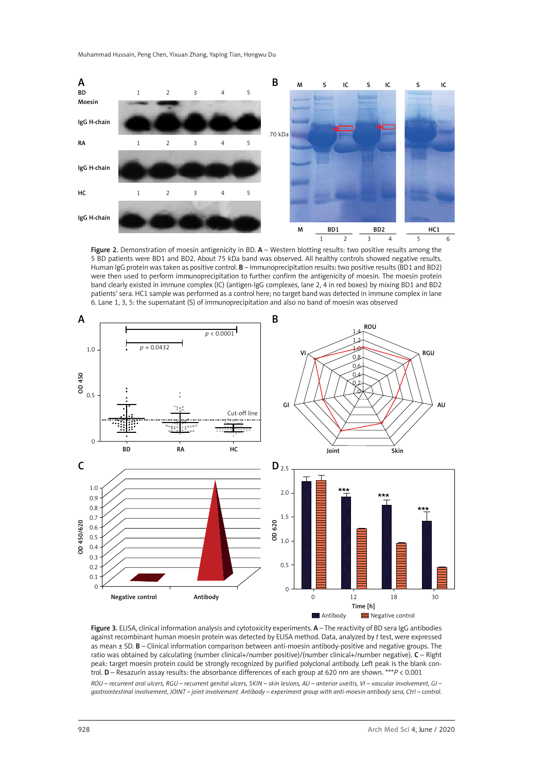A

BD 1 2 3 4 5

Moesin

IgG H-chain

RA 1 2 3 4 5

IgG H-chain

HC 1 2 3 4 5

IgG H-chain

B

M S IC S IC S IC

70 kDa

M BD1 BD2 HC1

1 2 3 4 5 6

**Figure 2.** Demonstration of moesin antigenicity in BD. **A** – Western blotting results: two positive results among the 5 BD patients were BD1 and BD2. About 75 kDa band was observed. All healthy controls showed negative results. Human IgG protein was taken as positive control. **B** – Immunoprecipitation results: two positive results (BD1 and BD2) were then used to perform immunoprecipitation to further confirm the antigenicity of moesin. The moesin protein band clearly existed in immune complex (IC) (antigen-IgG complexes, lane 2, 4 in red boxes) by mixing BD1 and BD2 patients' sera. HC1 sample was performed as a control here; no target band was detected in immune complex in lane 6. Lane 1, 3, 5: the supernatant (S) of immunoprecipitation and also no band of moesin was observed

A

OD 450

1.0

0.5

0

$p < 0.0001$

$p = 0.0432$

Cut-off line

BD RA HC

B

ROU RGU AU Skin Joint GI VI

1.4 1.2 1.0 0.8 0.6 0.4 0.2 0

C

OD 450/620

1.0 0.9 0.8 0.7 0.6 0.5 0.4 0.3 0.2 0.1 0

Negative control Antibody

D

OD 620

2.5 2.0 1.5 1.0 0.5 0

*** *** ***

0 12 18 30

Time [h]

Antibody Negative control

**Figure 3.** ELISA, clinical information analysis and cytotoxicity experiments. **A** – The reactivity of BD sera IgG antibodies against recombinant human moesin protein was detected by ELISA method. Data, analyzed by *t* test, were expressed as mean ± SD. **B** – Clinical information comparison between anti-moesin antibody-positive and negative groups. The ratio was obtained by calculating (number clinical+/number positive)/(number clinical+/number negative). **C** – Right peak: target moesin protein could be strongly recognized by purified polyclonal antibody. Left peak is the blank control. **D** – Resazurin assay results: the absorbance differences of each group at 620 nm are shown. ***$P < 0.001$

*ROU – recurrent oral ulcers, RGU – recurrent genital ulcers, SKIN – skin lesions, AU – anterior uveitis, VI – vascular involvement, GI – gastrointestinal involvement, JOINT – joint involvement. Antibody – experiment group with anti-moesin antibody sera, Ctrl – control.*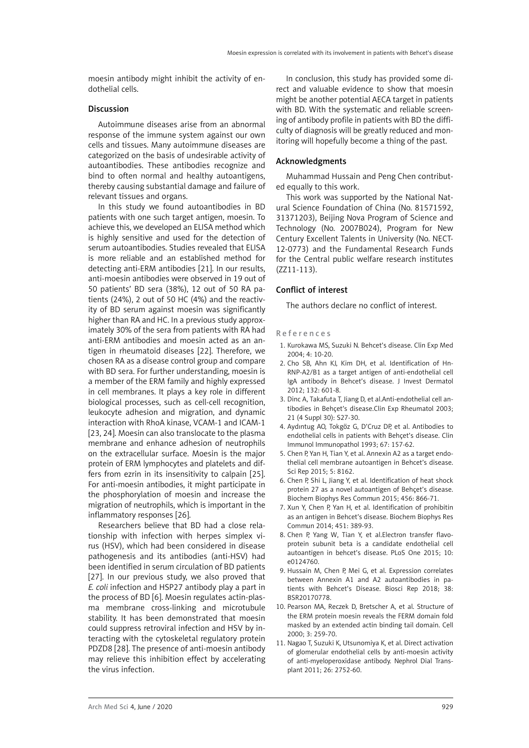moesin antibody might inhibit the activity of endothelial cells.

## Discussion

Autoimmune diseases arise from an abnormal response of the immune system against our own cells and tissues. Many autoimmune diseases are categorized on the basis of undesirable activity of autoantibodies. These antibodies recognize and bind to often normal and healthy autoantigens, thereby causing substantial damage and failure of relevant tissues and organs.

In this study we found autoantibodies in BD patients with one such target antigen, moesin. To achieve this, we developed an ELISA method which is highly sensitive and used for the detection of serum autoantibodies. Studies revealed that ELISA is more reliable and an established method for detecting anti-ERM antibodies [21]. In our results, anti-moesin antibodies were observed in 19 out of 50 patients' BD sera (38%), 12 out of 50 RA patients (24%), 2 out of 50 HC (4%) and the reactivity of BD serum against moesin was significantly higher than RA and HC. In a previous study approximately 30% of the sera from patients with RA had anti-ERM antibodies and moesin acted as an antigen in rheumatoid diseases [22]. Therefore, we chosen RA as a disease control group and compare with BD sera. For further understanding, moesin is a member of the ERM family and highly expressed in cell membranes. It plays a key role in different biological processes, such as cell-cell recognition, leukocyte adhesion and migration, and dynamic interaction with RhoA kinase, VCAM-1 and ICAM-1 [23, 24]. Moesin can also translocate to the plasma membrane and enhance adhesion of neutrophils on the extracellular surface. Moesin is the major protein of ERM lymphocytes and platelets and differs from ezrin in its insensitivity to calpain [25]. For anti-moesin antibodies, it might participate in the phosphorylation of moesin and increase the migration of neutrophils, which is important in the inflammatory responses [26].

Researchers believe that BD had a close relationship with infection with herpes simplex virus (HSV), which had been considered in disease pathogenesis and its antibodies (anti-HSV) had been identified in serum circulation of BD patients [27]. In our previous study, we also proved that *E. coli* infection and HSP27 antibody play a part in the process of BD [6]. Moesin regulates actin-plasma membrane cross-linking and microtubule stability. It has been demonstrated that moesin could suppress retroviral infection and HSV by interacting with the cytoskeletal regulatory protein PDZD8 [28]. The presence of anti-moesin antibody may relieve this inhibition effect by accelerating the virus infection.

In conclusion, this study has provided some direct and valuable evidence to show that moesin might be another potential AECA target in patients with BD. With the systematic and reliable screening of antibody profile in patients with BD the difficulty of diagnosis will be greatly reduced and monitoring will hopefully become a thing of the past.

## Acknowledgments

Muhammad Hussain and Peng Chen contributed equally to this work.

This work was supported by the National Natural Science Foundation of China (No. 81571592, 31371203), Beijing Nova Program of Science and Technology (No. 2007B024), Program for New Century Excellent Talents in University (No. NECT-12-0773) and the Fundamental Research Funds for the Central public welfare research institutes (ZZ11-113).

## Conflict of interest

The authors declare no conflict of interest.

## References

1. Kurokawa MS, Suzuki N. Behcet's disease. Clin Exp Med 2004; 4: 10-20.
2. Cho SB, Ahn KJ, Kim DH, et al. Identification of HnRNP-A2/B1 as a target antigen of anti-endothelial cell IgA antibody in Behcet's disease. J Invest Dermatol 2012; 132: 601-8.
3. Dinc A, Takafuta T, Jiang D, et al.Anti-endothelial cell antibodies in Behçet's disease.Clin Exp Rheumatol 2003; 21 (4 Suppl 30): S27-30.
4. Aydıntug AO, Tokgöz G, D'Cruz DP, et al. Antibodies to endothelial cells in patients with Behçet's disease. Clin Immunol Immunopathol 1993; 67: 157-62.
5. Chen P, Yan H, Tian Y, et al. Annexin A2 as a target endothelial cell membrane autoantigen in Behcet's disease. Sci Rep 2015; 5: 8162.
6. Chen P, Shi L, Jiang Y, et al. Identification of heat shock protein 27 as a novel autoantigen of Behçet's disease. Biochem Biophys Res Commun 2015; 456: 866-71.
7. Xun Y, Chen P, Yan H, et al. Identification of prohibitin as an antigen in Behcet's disease. Biochem Biophys Res Commun 2014; 451: 389-93.
8. Chen P, Yang W, Tian Y, et al.Electron transfer flavoprotein subunit beta is a candidate endothelial cell autoantigen in behcet's disease. PLoS One 2015; 10: e0124760.
9. Hussain M, Chen P, Mei G, et al. Expression correlates between Annexin A1 and A2 autoantibodies in patients with Behcet's Disease. Biosci Rep 2018; 38: BSR20170778.
10. Pearson MA, Reczek D, Bretscher A, et al. Structure of the ERM protein moesin reveals the FERM domain fold masked by an extended actin binding tail domain. Cell 2000; 3: 259-70.
11. Nagao T, Suzuki K, Utsunomiya K, et al. Direct activation of glomerular endothelial cells by anti-moesin activity of anti-myeloperoxidase antibody. Nephrol Dial Transplant 2011; 26: 2752-60.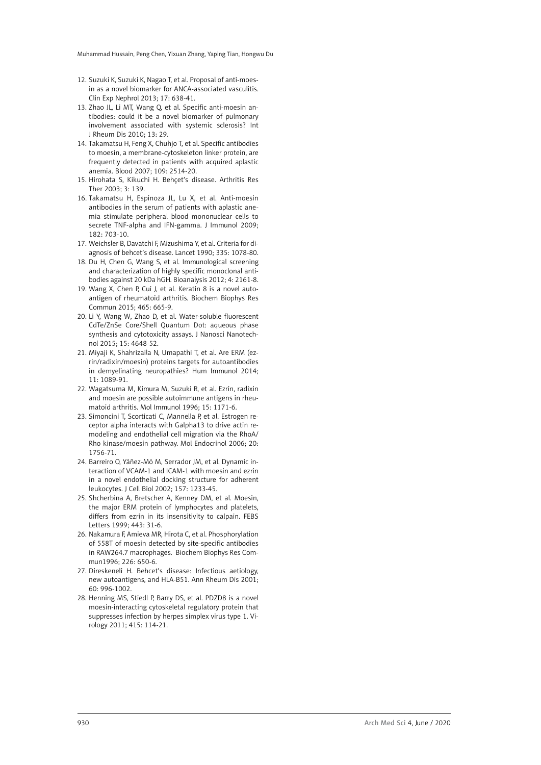12. Suzuki K, Suzuki K, Nagao T, et al. Proposal of anti-moesin as a novel biomarker for ANCA-associated vasculitis. Clin Exp Nephrol 2013; 17: 638-41.
13. Zhao JL, Li MT, Wang Q, et al. Specific anti-moesin antibodies: could it be a novel biomarker of pulmonary involvement associated with systemic sclerosis? Int J Rheum Dis 2010; 13: 29.
14. Takamatsu H, Feng X, Chuhjo T, et al. Specific antibodies to moesin, a membrane-cytoskeleton linker protein, are frequently detected in patients with acquired aplastic anemia. Blood 2007; 109: 2514-20.
15. Hirohata S, Kikuchi H. Behçet's disease. Arthritis Res Ther 2003; 3: 139.
16. Takamatsu H, Espinoza JL, Lu X, et al. Anti-moesin antibodies in the serum of patients with aplastic anemia stimulate peripheral blood mononuclear cells to secrete TNF-alpha and IFN-gamma. J Immunol 2009; 182: 703-10.
17. Weichsler B, Davatchi F, Mizushima Y, et al. Criteria for diagnosis of behcet's disease. Lancet 1990; 335: 1078-80.
18. Du H, Chen G, Wang S, et al. Immunological screening and characterization of highly specific monoclonal antibodies against 20 kDa hGH. Bioanalysis 2012; 4: 2161-8.
19. Wang X, Chen P, Cui J, et al. Keratin 8 is a novel autoantigen of rheumatoid arthritis. Biochem Biophys Res Commun 2015; 465: 665-9.
20. Li Y, Wang W, Zhao D, et al. Water-soluble fluorescent CdTe/ZnSe Core/Shell Quantum Dot: aqueous phase synthesis and cytotoxicity assays. J Nanosci Nanotechnol 2015; 15: 4648-52.
21. Miyaji K, Shahrizaila N, Umapathi T, et al. Are ERM (ezrin/radixin/moesin) proteins targets for autoantibodies in demyelinating neuropathies? Hum Immunol 2014; 11: 1089-91.
22. Wagatsuma M, Kimura M, Suzuki R, et al. Ezrin, radixin and moesin are possible autoimmune antigens in rheumatoid arthritis. Mol Immunol 1996; 15: 1171-6.
23. Simoncini T, Scorticati C, Mannella P, et al. Estrogen receptor alpha interacts with Galpha13 to drive actin remodeling and endothelial cell migration via the RhoA/Rho kinase/moesin pathway. Mol Endocrinol 2006; 20: 1756-71.
24. Barreiro O, Yáñez-Mó M, Serrador JM, et al. Dynamic interaction of VCAM-1 and ICAM-1 with moesin and ezrin in a novel endothelial docking structure for adherent leukocytes. J Cell Biol 2002; 157: 1233-45.
25. Shcherbina A, Bretscher A, Kenney DM, et al. Moesin, the major ERM protein of lymphocytes and platelets, differs from ezrin in its insensitivity to calpain. FEBS Letters 1999; 443: 31-6.
26. Nakamura F, Amieva MR, Hirota C, et al. Phosphorylation of 558T of moesin detected by site-specific antibodies in RAW264.7 macrophages. Biochem Biophys Res Commun1996; 226: 650-6.
27. Direskeneli H. Behcet's disease: Infectious aetiology, new autoantigens, and HLA-B51. Ann Rheum Dis 2001; 60: 996-1002.
28. Henning MS, Stiedl P, Barry DS, et al. PDZD8 is a novel moesin-interacting cytoskeletal regulatory protein that suppresses infection by herpes simplex virus type 1. Virology 2011; 415: 114-21.